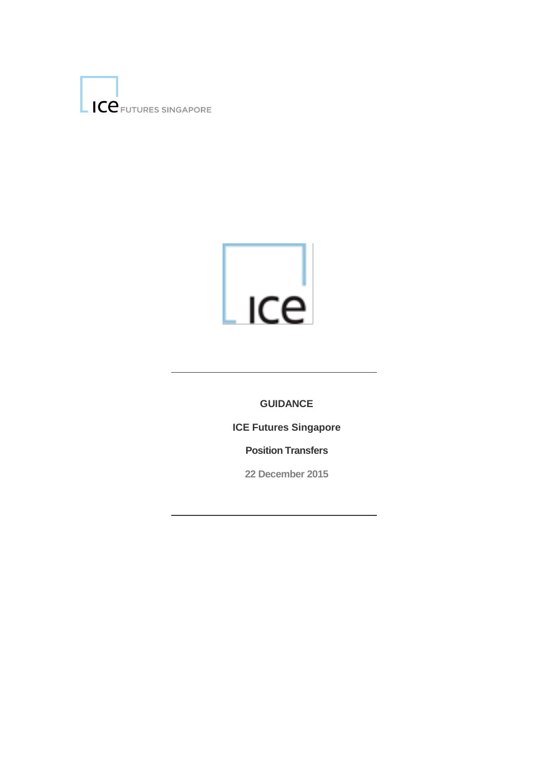ICE FUTURES SINGAPORE

# GUIDANCE

## ICE Futures Singapore

## Position Transfers

22 December 2015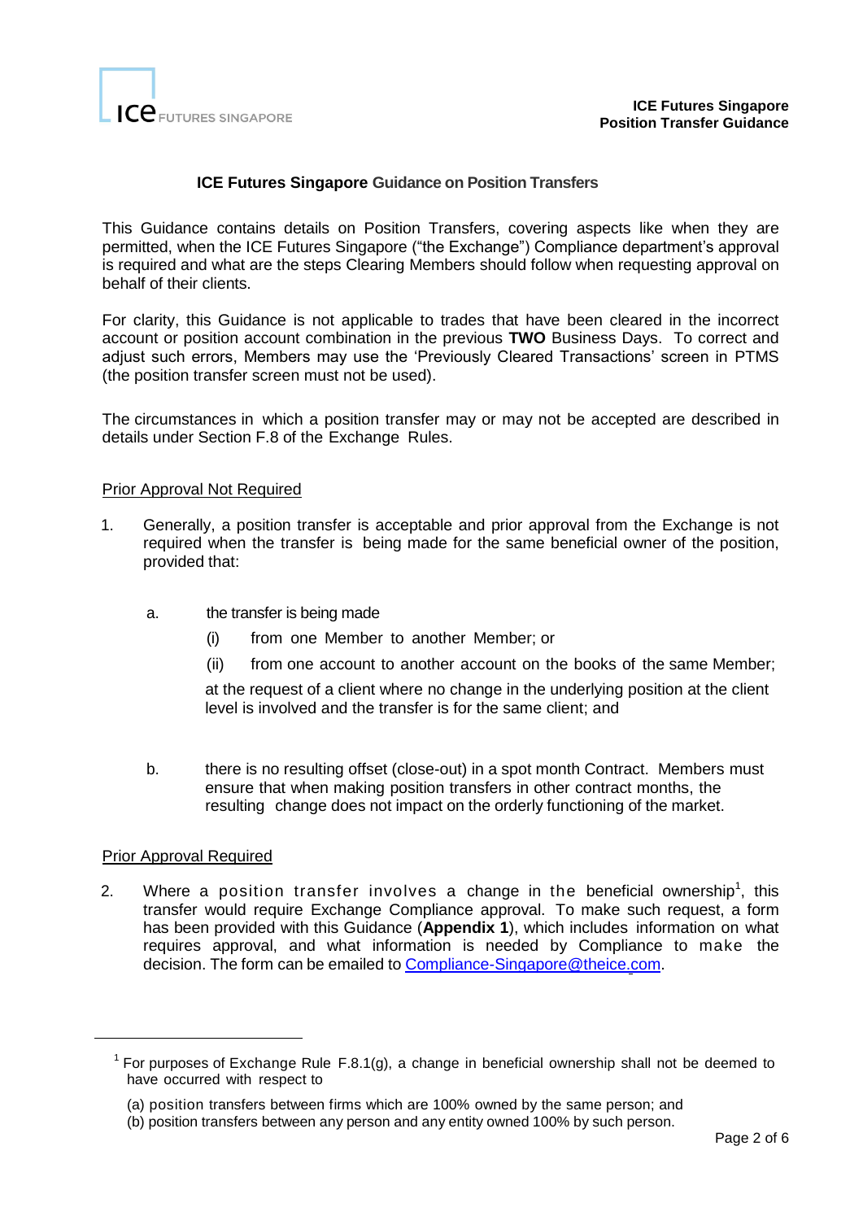## ICE Futures Singapore Guidance on Position Transfers

This Guidance contains details on Position Transfers, covering aspects like when they are permitted, when the ICE Futures Singapore ("the Exchange") Compliance department's approval is required and what are the steps Clearing Members should follow when requesting approval on behalf of their clients.

For clarity, this Guidance is not applicable to trades that have been cleared in the incorrect account or position account combination in the previous **TWO** Business Days. To correct and adjust such errors, Members may use the 'Previously Cleared Transactions' screen in PTMS (the position transfer screen must not be used).

The circumstances in which a position transfer may or may not be accepted are described in details under Section F.8 of the Exchange Rules.

### Prior Approval Not Required

1. Generally, a position transfer is acceptable and prior approval from the Exchange is not required when the transfer is being made for the same beneficial owner of the position, provided that:

   a. the transfer is being made

      (i) from one Member to another Member; or

      (ii) from one account to another account on the books of the same Member;

      at the request of a client where no change in the underlying position at the client level is involved and the transfer is for the same client; and

   b. there is no resulting offset (close-out) in a spot month Contract. Members must ensure that when making position transfers in other contract months, the resulting change does not impact on the orderly functioning of the market.

### Prior Approval Required

2. Where a position transfer involves a change in the beneficial ownership[1], this transfer would require Exchange Compliance approval. To make such request, a form has been provided with this Guidance (**Appendix 1**), which includes information on what requires approval, and what information is needed by Compliance to make the decision. The form can be emailed to Compliance-Singapore@theice.com.

---

[1] For purposes of Exchange Rule F.8.1(g), a change in beneficial ownership shall not be deemed to have occurred with respect to

(a) position transfers between firms which are 100% owned by the same person; and
(b) position transfers between any person and any entity owned 100% by such person.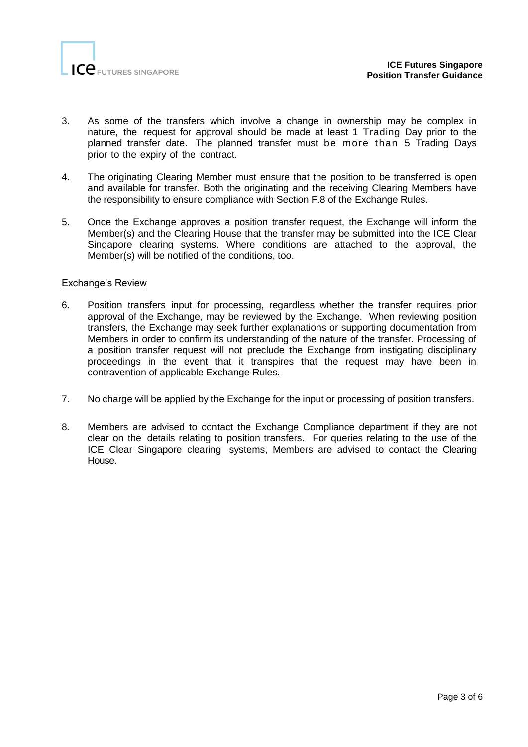3. As some of the transfers which involve a change in ownership may be complex in nature, the request for approval should be made at least 1 Trading Day prior to the planned transfer date. The planned transfer must be more than 5 Trading Days prior to the expiry of the contract.

4. The originating Clearing Member must ensure that the position to be transferred is open and available for transfer. Both the originating and the receiving Clearing Members have the responsibility to ensure compliance with Section F.8 of the Exchange Rules.

5. Once the Exchange approves a position transfer request, the Exchange will inform the Member(s) and the Clearing House that the transfer may be submitted into the ICE Clear Singapore clearing systems. Where conditions are attached to the approval, the Member(s) will be notified of the conditions, too.

## Exchange's Review

6. Position transfers input for processing, regardless whether the transfer requires prior approval of the Exchange, may be reviewed by the Exchange. When reviewing position transfers, the Exchange may seek further explanations or supporting documentation from Members in order to confirm its understanding of the nature of the transfer. Processing of a position transfer request will not preclude the Exchange from instigating disciplinary proceedings in the event that it transpires that the request may have been in contravention of applicable Exchange Rules.

7. No charge will be applied by the Exchange for the input or processing of position transfers.

8. Members are advised to contact the Exchange Compliance department if they are not clear on the details relating to position transfers. For queries relating to the use of the ICE Clear Singapore clearing systems, Members are advised to contact the Clearing House.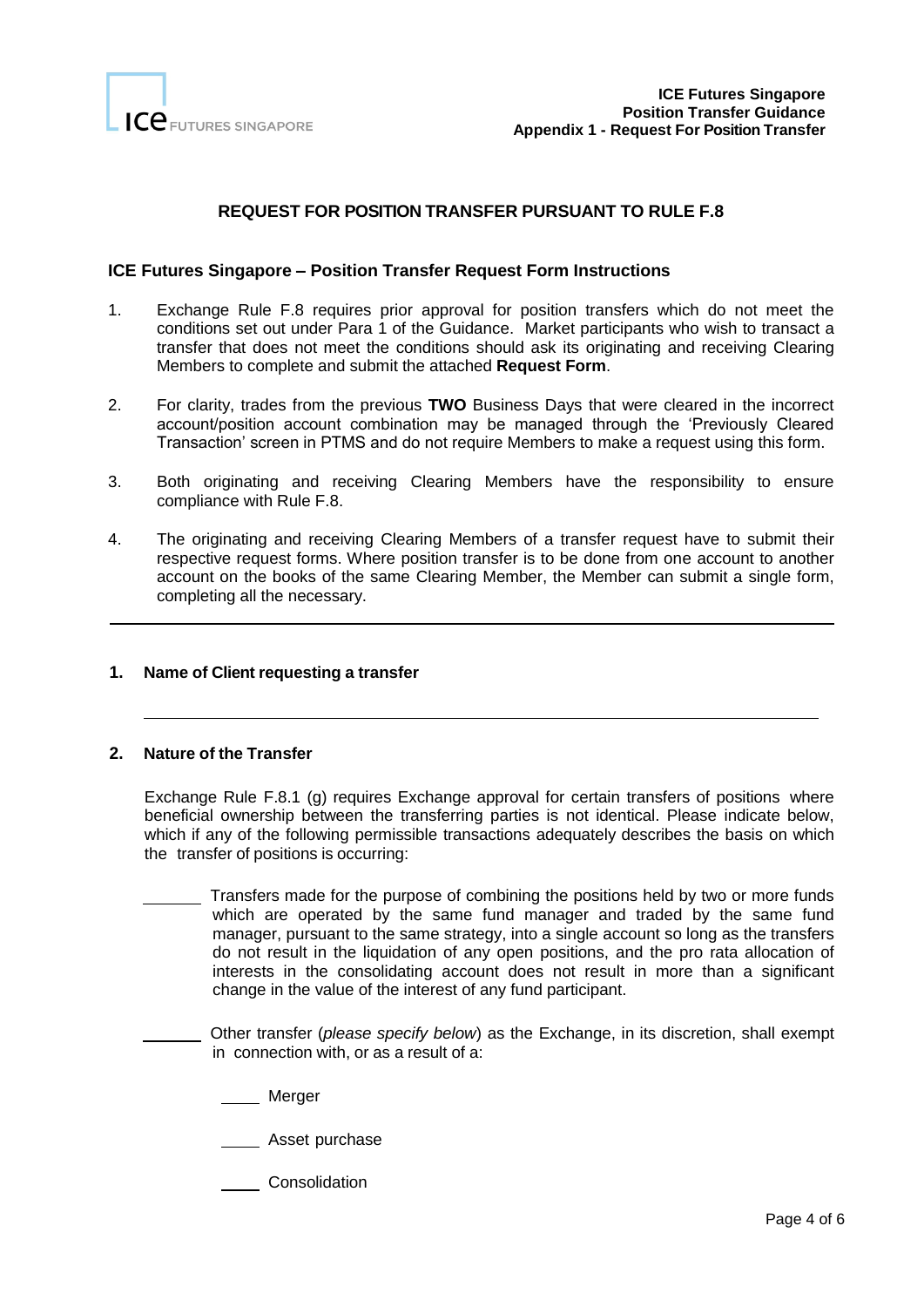## REQUEST FOR POSITION TRANSFER PURSUANT TO RULE F.8

### ICE Futures Singapore – Position Transfer Request Form Instructions

1. Exchange Rule F.8 requires prior approval for position transfers which do not meet the conditions set out under Para 1 of the Guidance. Market participants who wish to transact a transfer that does not meet the conditions should ask its originating and receiving Clearing Members to complete and submit the attached **Request Form**.

2. For clarity, trades from the previous **TWO** Business Days that were cleared in the incorrect account/position account combination may be managed through the 'Previously Cleared Transaction' screen in PTMS and do not require Members to make a request using this form.

3. Both originating and receiving Clearing Members have the responsibility to ensure compliance with Rule F.8.

4. The originating and receiving Clearing Members of a transfer request have to submit their respective request forms. Where position transfer is to be done from one account to another account on the books of the same Clearing Member, the Member can submit a single form, completing all the necessary.

---

**1. Name of Client requesting a transfer**

______________________________________________________________

**2. Nature of the Transfer**

Exchange Rule F.8.1 (g) requires Exchange approval for certain transfers of positions where beneficial ownership between the transferring parties is not identical. Please indicate below, which if any of the following permissible transactions adequately describes the basis on which the transfer of positions is occurring:

_______ Transfers made for the purpose of combining the positions held by two or more funds which are operated by the same fund manager and traded by the same fund manager, pursuant to the same strategy, into a single account so long as the transfers do not result in the liquidation of any open positions, and the pro rata allocation of interests in the consolidating account does not result in more than a significant change in the value of the interest of any fund participant.

_______ Other transfer (*please specify below*) as the Exchange, in its discretion, shall exempt in connection with, or as a result of a:

____ Merger

____ Asset purchase

____ Consolidation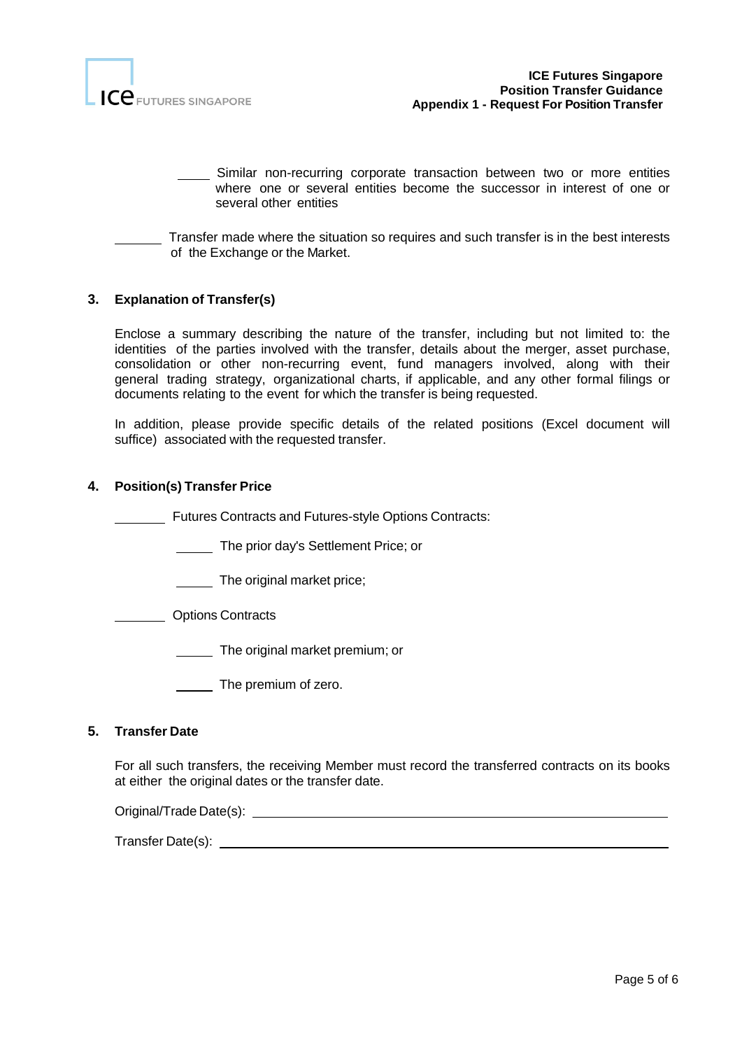_____ Similar non-recurring corporate transaction between two or more entities where one or several entities become the successor in interest of one or several other entities

_______ Transfer made where the situation so requires and such transfer is in the best interests of the Exchange or the Market.

### 3. Explanation of Transfer(s)

Enclose a summary describing the nature of the transfer, including but not limited to: the identities of the parties involved with the transfer, details about the merger, asset purchase, consolidation or other non-recurring event, fund managers involved, along with their general trading strategy, organizational charts, if applicable, and any other formal filings or documents relating to the event for which the transfer is being requested.

In addition, please provide specific details of the related positions (Excel document will suffice) associated with the requested transfer.

### 4. Position(s) Transfer Price

_______ Futures Contracts and Futures-style Options Contracts:

_____ The prior day's Settlement Price; or

_____ The original market price;

_______ Options Contracts

_____ The original market premium; or

_____ The premium of zero.

### 5. Transfer Date

For all such transfers, the receiving Member must record the transferred contracts on its books at either the original dates or the transfer date.

Original/Trade Date(s): ______________________________________________

Transfer Date(s): ______________________________________________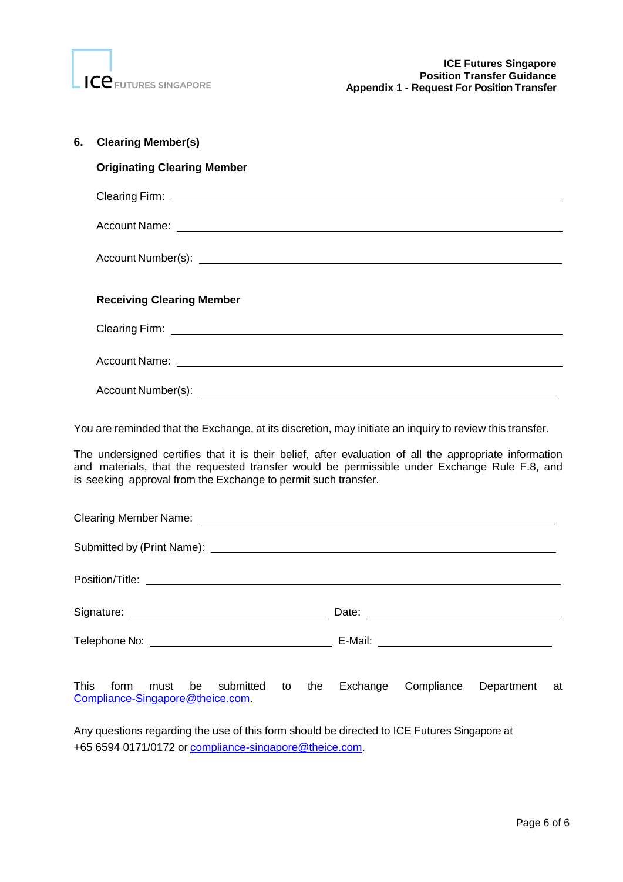## 6. Clearing Member(s)

**Originating Clearing Member**

Clearing Firm: ______________________________________________

Account Name: ______________________________________________

Account Number(s): ______________________________________________

**Receiving Clearing Member**

Clearing Firm: ______________________________________________

Account Name: ______________________________________________

Account Number(s): ______________________________________________

You are reminded that the Exchange, at its discretion, may initiate an inquiry to review this transfer.

The undersigned certifies that it is their belief, after evaluation of all the appropriate information and materials, that the requested transfer would be permissible under Exchange Rule F.8, and is seeking approval from the Exchange to permit such transfer.

Clearing Member Name: ______________________________________________

Submitted by (Print Name): ______________________________________________

Position/Title: ______________________________________________

Signature: ______________________ Date: ______________________

Telephone No: ______________________ E-Mail: ______________________

This form must be submitted to the Exchange Compliance Department at Compliance-Singapore@theice.com.

Any questions regarding the use of this form should be directed to ICE Futures Singapore at +65 6594 0171/0172 or compliance-singapore@theice.com.